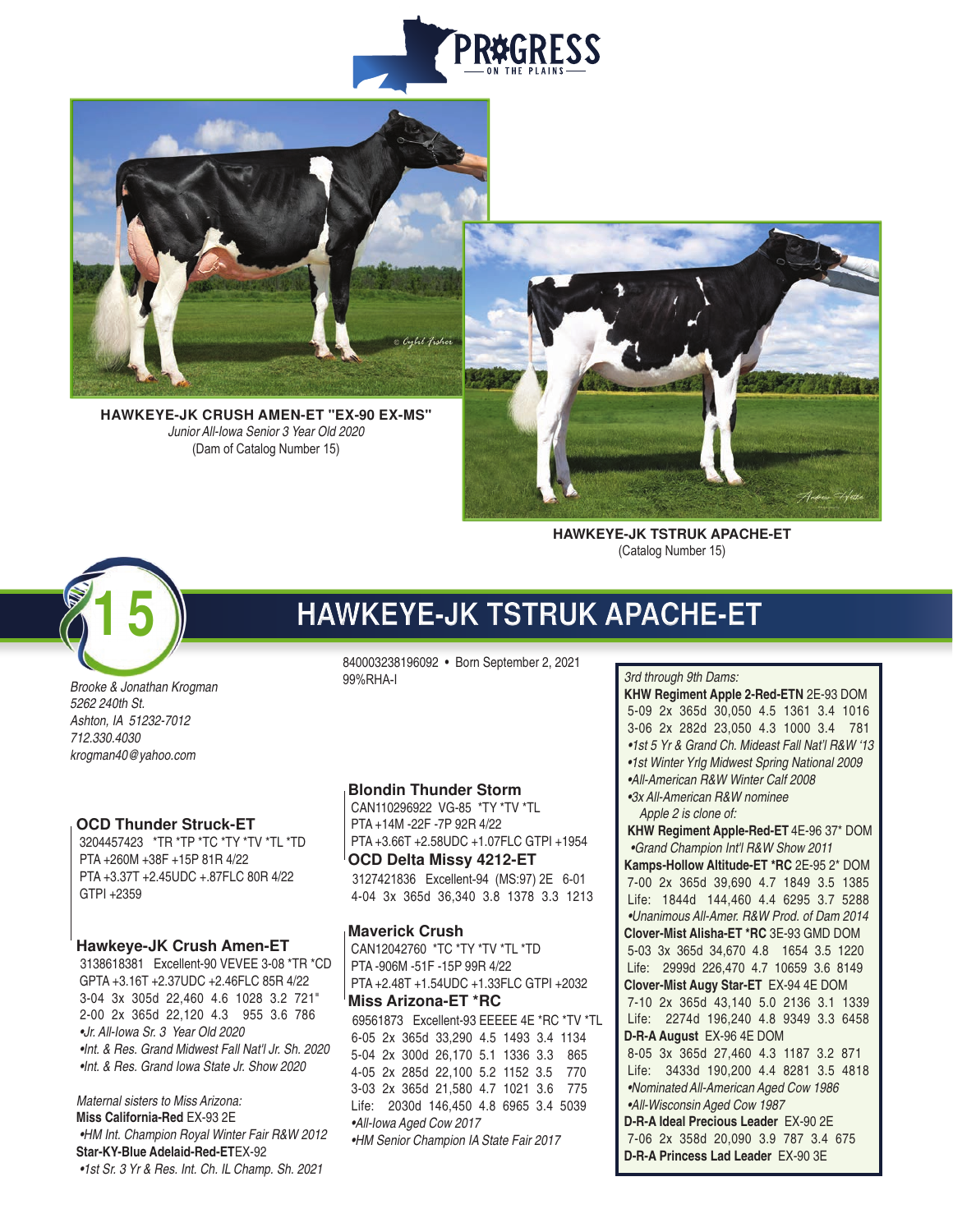PROGRESS ON THE PLAINS

**HAWKEYE-JK CRUSH AMEN-ET "EX-90 EX-MS"**
*Junior All-Iowa Senior 3 Year Old 2020*
(Dam of Catalog Number 15)

**HAWKEYE-JK TSTRUK APACHE-ET**
(Catalog Number 15)

# 15 HAWKEYE-JK TSTRUK APACHE-ET

*Brooke & Jonathan Krogman*
*5262 240th St.*
*Ashton, IA 51232-7012*
*712.330.4030*
*krogman40@yahoo.com*

840003238196092 • Born September 2, 2021
99%RHA-I

**OCD Thunder Struck-ET**
3204457423 *TR *TP *TC *TY *TV *TL *TD
PTA +260M +38F +15P 81R 4/22
PTA +3.37T +2.45UDC +.87FLC 80R 4/22
GTPI +2359

**Blondin Thunder Storm**
CAN110296922 VG-85 *TY *TV *TL
PTA +14M -22F -7P 92R 4/22
PTA +3.66T +2.58UDC +1.07FLC GTPI +1954

**OCD Delta Missy 4212-ET**
3127421836 Excellent-94 (MS:97) 2E 6-01
4-04 3x 365d 36,340 3.8 1378 3.3 1213

**Hawkeye-JK Crush Amen-ET**
3138618381 Excellent-90 VEVEE 3-08 *TR *CD
GPTA +3.16T +2.37UDC +2.46FLC 85R 4/22
3-04 3x 305d 22,460 4.6 1028 3.2 721"
2-00 2x 365d 22,120 4.3 955 3.6 786
*•Jr. All-Iowa Sr. 3 Year Old 2020*
*•Int. & Res. Grand Midwest Fall Nat'l Jr. Sh. 2020*
*•Int. & Res. Grand Iowa State Jr. Show 2020*

*Maternal sisters to Miss Arizona:*
**Miss California-Red** EX-93 2E
*•HM Int. Champion Royal Winter Fair R&W 2012*
**Star-KY-Blue Adelaid-Red-ET**EX-92
*•1st Sr. 3 Yr & Res. Int. Ch. IL Champ. Sh. 2021*

**Maverick Crush**
CAN12042760 *TC *TY *TV *TL *TD
PTA -906M -51F -15P 99R 4/22
PTA +2.48T +1.54UDC +1.33FLC GTPI +2032

**Miss Arizona-ET *RC**
69561873 Excellent-93 EEEEE 4E *RC *TV *TL
6-05 2x 365d 33,290 4.5 1493 3.4 1134
5-04 2x 300d 26,170 5.1 1336 3.3 865
4-05 2x 285d 22,100 5.2 1152 3.5 770
3-03 2x 365d 21,580 4.7 1021 3.6 775
Life: 2030d 146,450 4.8 6965 3.4 5039
*•All-Iowa Aged Cow 2017*
*•HM Senior Champion IA State Fair 2017*

*3rd through 9th Dams:*
**KHW Regiment Apple 2-Red-ETN** 2E-93 DOM
5-09 2x 365d 30,050 4.5 1361 3.4 1016
3-06 2x 282d 23,050 4.3 1000 3.4 781
*•1st 5 Yr & Grand Ch. Mideast Fall Nat'l R&W '13*
*•1st Winter Yrlg Midwest Spring National 2009*
*•All-American R&W Winter Calf 2008*
*•3x All-American R&W nominee*
*Apple 2 is clone of:*
**KHW Regiment Apple-Red-ET** 4E-96 37* DOM
*•Grand Champion Int'l R&W Show 2011*
**Kamps-Hollow Altitude-ET *RC** 2E-95 2* DOM
7-00 2x 365d 39,690 4.7 1849 3.5 1385
Life: 1844d 144,460 4.4 6295 3.7 5288
*•Unanimous All-Amer. R&W Prod. of Dam 2014*
**Clover-Mist Alisha-ET *RC** 3E-93 GMD DOM
5-03 3x 365d 34,670 4.8 1654 3.5 1220
Life: 2999d 226,470 4.7 10659 3.6 8149
**Clover-Mist Augy Star-ET** EX-94 4E DOM
7-10 2x 365d 43,140 5.0 2136 3.1 1339
Life: 2274d 196,240 4.8 9349 3.3 6458
**D-R-A August** EX-96 4E DOM
8-05 3x 365d 27,460 4.3 1187 3.2 871
Life: 3433d 190,200 4.4 8281 3.5 4818
*•Nominated All-American Aged Cow 1986*
*•All-Wisconsin Aged Cow 1987*
**D-R-A Ideal Precious Leader** EX-90 2E
7-06 2x 358d 20,090 3.9 787 3.4 675
**D-R-A Princess Lad Leader** EX-90 3E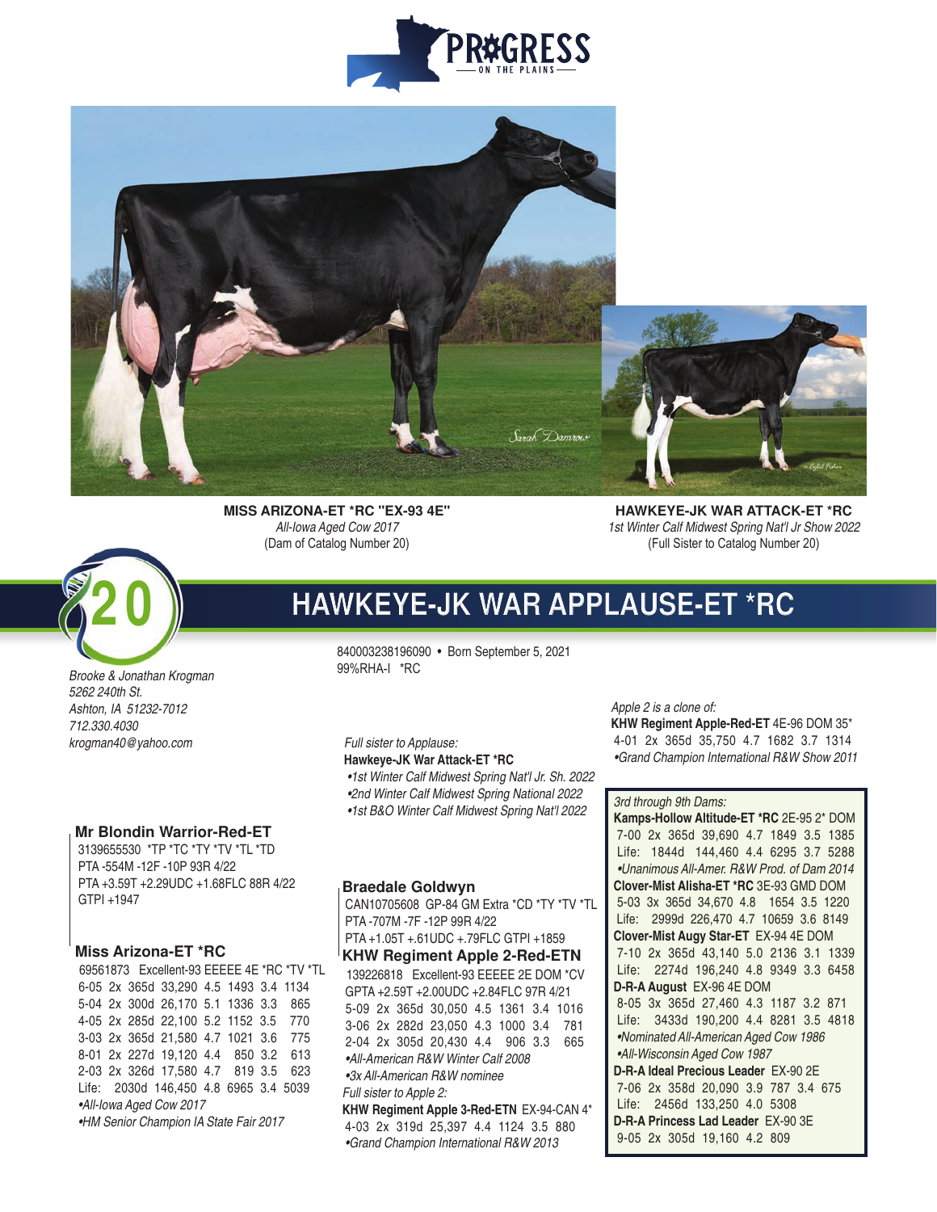PROGRESS ON THE PLAINS

**MISS ARIZONA-ET *RC "EX-93 4E"**
*All-Iowa Aged Cow 2017*
(Dam of Catalog Number 20)

**HAWKEYE-JK WAR ATTACK-ET *RC**
*1st Winter Calf Midwest Spring Nat'l Jr Show 2022*
(Full Sister to Catalog Number 20)

# 20 HAWKEYE-JK WAR APPLAUSE-ET *RC

840003238196090 • Born September 5, 2021
99%RHA-I *RC

*Brooke & Jonathan Krogman*
*5262 240th St.*
*Ashton, IA 51232-7012*
*712.330.4030*
*krogman40@yahoo.com*

*Full sister to Applause:*
**Hawkeye-JK War Attack-ET *RC**
*•1st Winter Calf Midwest Spring Nat'l Jr. Sh. 2022*
*•2nd Winter Calf Midwest Spring National 2022*
*•1st B&O Winter Calf Midwest Spring Nat'l 2022*

*Apple 2 is a clone of:*
**KHW Regiment Apple-Red-ET** 4E-96 DOM 35*
4-01 2x 365d 35,750 4.7 1682 3.7 1314
*•Grand Champion International R&W Show 2011*

### Mr Blondin Warrior-Red-ET
3139655530 *TP *TC *TY *TV *TL *TD
PTA -554M -12F -10P 93R 4/22
PTA +3.59T +2.29UDC +1.68FLC 88R 4/22
GTPI +1947

### Miss Arizona-ET *RC
69561873 Excellent-93 EEEEE 4E *RC *TV *TL
6-05 2x 365d 33,290 4.5 1493 3.4 1134
5-04 2x 300d 26,170 5.1 1336 3.3 865
4-05 2x 285d 22,100 5.2 1152 3.5 770
3-03 2x 365d 21,580 4.7 1021 3.6 775
8-01 2x 227d 19,120 4.4 850 3.2 613
2-03 2x 326d 17,580 4.7 819 3.5 623
Life: 2030d 146,450 4.8 6965 3.4 5039
*•All-Iowa Aged Cow 2017*
*•HM Senior Champion IA State Fair 2017*

### Braedale Goldwyn
CAN10705608 GP-84 GM Extra *CD *TY *TV *TL
PTA -707M -7F -12P 99R 4/22
PTA +1.05T +.61UDC +.79FLC GTPI +1859

### KHW Regiment Apple 2-Red-ETN
139226818 Excellent-93 EEEEE 2E DOM *CV
GPTA +2.59T +2.00UDC +2.84FLC 97R 4/21
5-09 2x 365d 30,050 4.5 1361 3.4 1016
3-06 2x 282d 23,050 4.3 1000 3.4 781
2-04 2x 305d 20,430 4.4 906 3.3 665
*•All-American R&W Winter Calf 2008*
*•3x All-American R&W nominee*
*Full sister to Apple 2:*
**KHW Regiment Apple 3-Red-ETN** EX-94-CAN 4*
4-03 2x 319d 25,397 4.4 1124 3.5 880
*•Grand Champion International R&W 2013*

*3rd through 9th Dams:*
**Kamps-Hollow Altitude-ET *RC** 2E-95 2* DOM
7-00 2x 365d 39,690 4.7 1849 3.5 1385
Life: 1844d 144,460 4.4 6295 3.7 5288
*•Unanimous All-Amer. R&W Prod. of Dam 2014*
**Clover-Mist Alisha-ET *RC** 3E-93 GMD DOM
5-03 3x 365d 34,670 4.8 1654 3.5 1220
Life: 2999d 226,470 4.7 10659 3.6 8149
**Clover-Mist Augy Star-ET** EX-94 4E DOM
7-10 2x 365d 43,140 5.0 2136 3.1 1339
Life: 2274d 196,240 4.8 9349 3.3 6458
**D-R-A August** EX-96 4E DOM
8-05 3x 365d 27,460 4.3 1187 3.2 871
Life: 3433d 190,200 4.4 8281 3.5 4818
*•Nominated All-American Aged Cow 1986*
*•All-Wisconsin Aged Cow 1987*
**D-R-A Ideal Precious Leader** EX-90 2E
7-06 2x 358d 20,090 3.9 787 3.4 675
Life: 2456d 133,250 4.0 5308
**D-R-A Princess Lad Leader** EX-90 3E
9-05 2x 305d 19,160 4.2 809